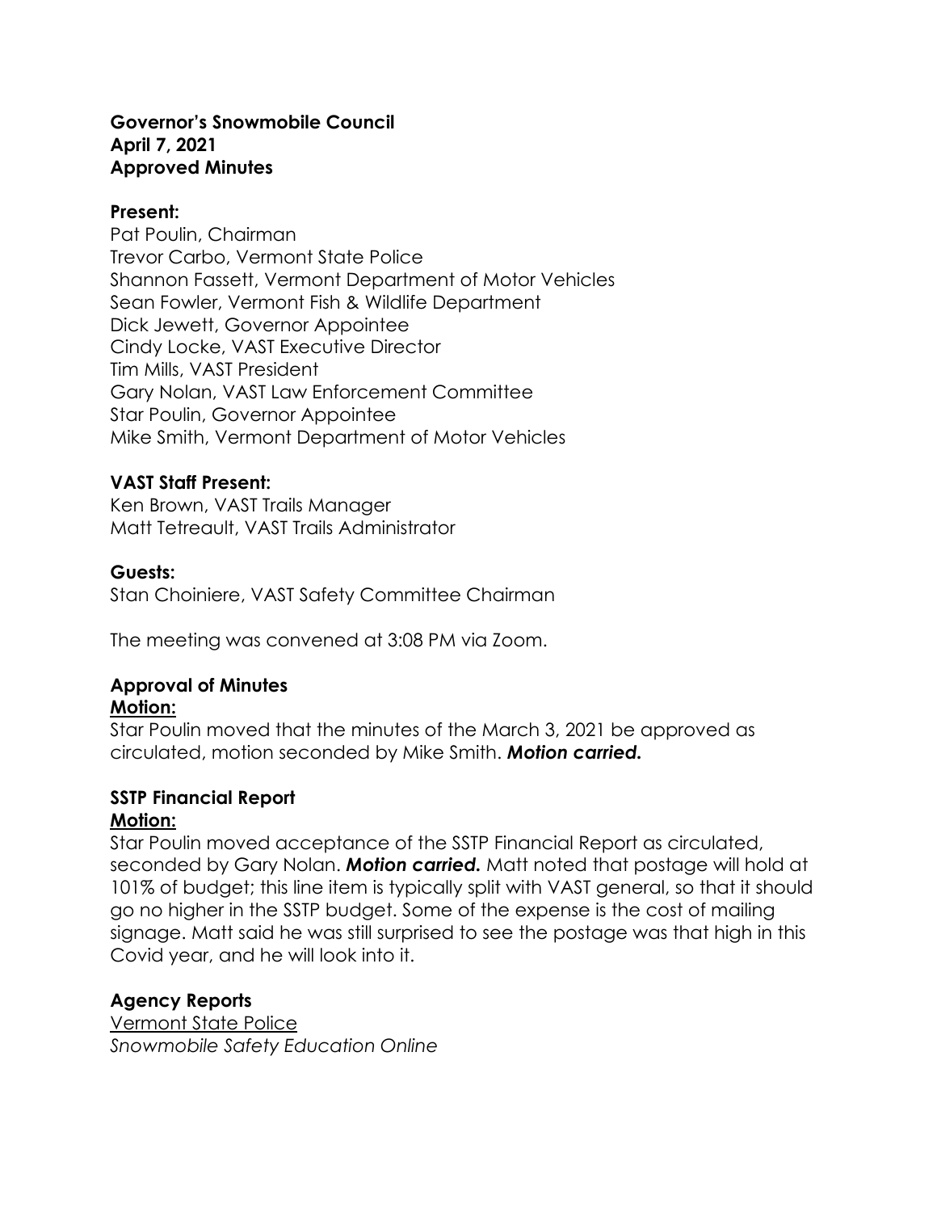**Governor's Snowmobile Council**
**April 7, 2021**
**Approved Minutes**

**Present:**

Pat Poulin, Chairman
Trevor Carbo, Vermont State Police
Shannon Fassett, Vermont Department of Motor Vehicles
Sean Fowler, Vermont Fish & Wildlife Department
Dick Jewett, Governor Appointee
Cindy Locke, VAST Executive Director
Tim Mills, VAST President
Gary Nolan, VAST Law Enforcement Committee
Star Poulin, Governor Appointee
Mike Smith, Vermont Department of Motor Vehicles

**VAST Staff Present:**

Ken Brown, VAST Trails Manager
Matt Tetreault, VAST Trails Administrator

**Guests:**

Stan Choiniere, VAST Safety Committee Chairman

The meeting was convened at 3:08 PM via Zoom.

**Approval of Minutes**

**Motion:**

Star Poulin moved that the minutes of the March 3, 2021 be approved as circulated, motion seconded by Mike Smith. ***Motion carried.***

**SSTP Financial Report**

**Motion:**

Star Poulin moved acceptance of the SSTP Financial Report as circulated, seconded by Gary Nolan. ***Motion carried.*** Matt noted that postage will hold at 101% of budget; this line item is typically split with VAST general, so that it should go no higher in the SSTP budget. Some of the expense is the cost of mailing signage. Matt said he was still surprised to see the postage was that high in this Covid year, and he will look into it.

**Agency Reports**

Vermont State Police

*Snowmobile Safety Education Online*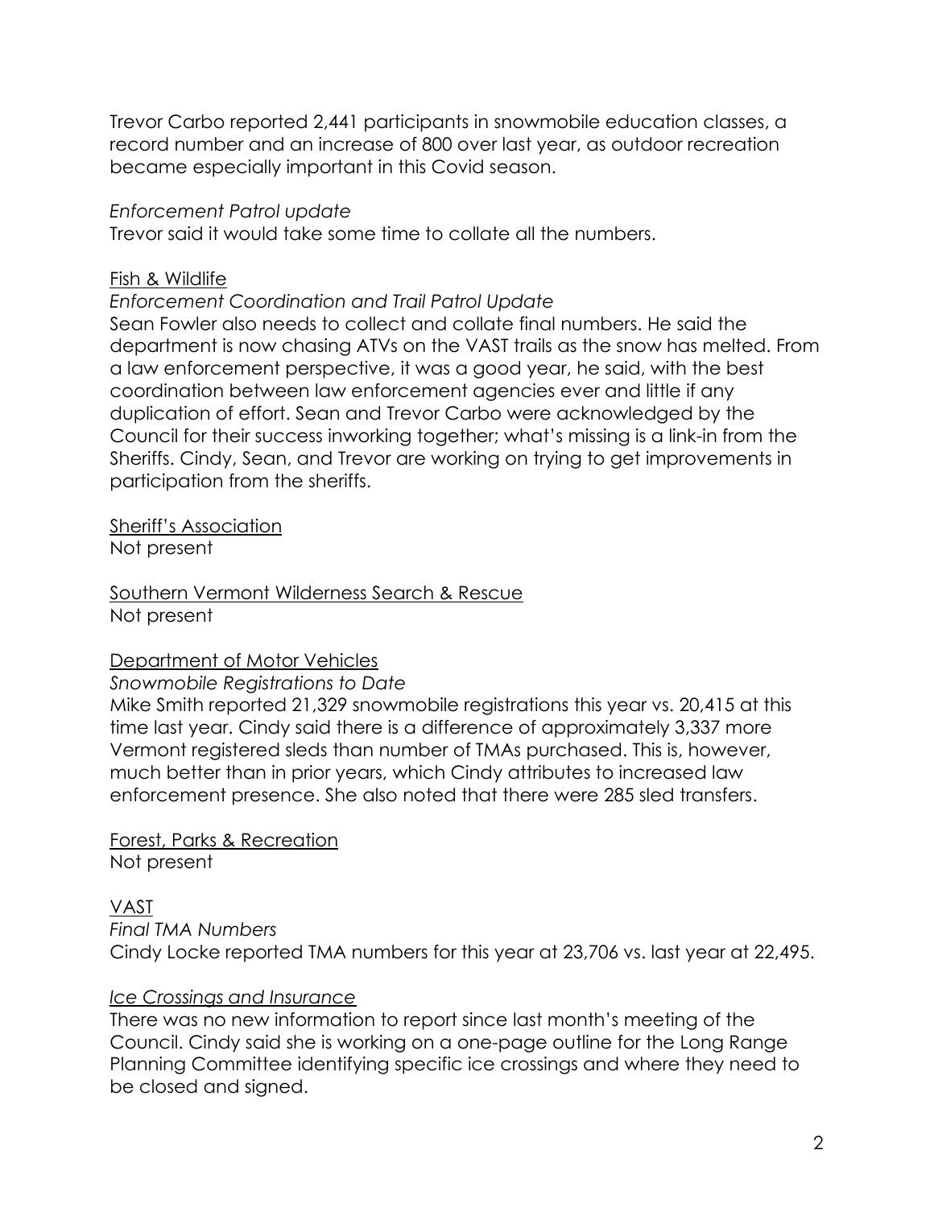Trevor Carbo reported 2,441 participants in snowmobile education classes, a record number and an increase of 800 over last year, as outdoor recreation became especially important in this Covid season.

*Enforcement Patrol update*

Trevor said it would take some time to collate all the numbers.

Fish & Wildlife

*Enforcement Coordination and Trail Patrol Update*

Sean Fowler also needs to collect and collate final numbers. He said the department is now chasing ATVs on the VAST trails as the snow has melted. From a law enforcement perspective, it was a good year, he said, with the best coordination between law enforcement agencies ever and little if any duplication of effort. Sean and Trevor Carbo were acknowledged by the Council for their success inworking together; what's missing is a link-in from the Sheriffs. Cindy, Sean, and Trevor are working on trying to get improvements in participation from the sheriffs.

Sheriff's Association

Not present

Southern Vermont Wilderness Search & Rescue

Not present

Department of Motor Vehicles

*Snowmobile Registrations to Date*

Mike Smith reported 21,329 snowmobile registrations this year vs. 20,415 at this time last year. Cindy said there is a difference of approximately 3,337 more Vermont registered sleds than number of TMAs purchased. This is, however, much better than in prior years, which Cindy attributes to increased law enforcement presence. She also noted that there were 285 sled transfers.

Forest, Parks & Recreation

Not present

VAST

*Final TMA Numbers*

Cindy Locke reported TMA numbers for this year at 23,706 vs. last year at 22,495.

*Ice Crossings and Insurance*

There was no new information to report since last month's meeting of the Council. Cindy said she is working on a one-page outline for the Long Range Planning Committee identifying specific ice crossings and where they need to be closed and signed.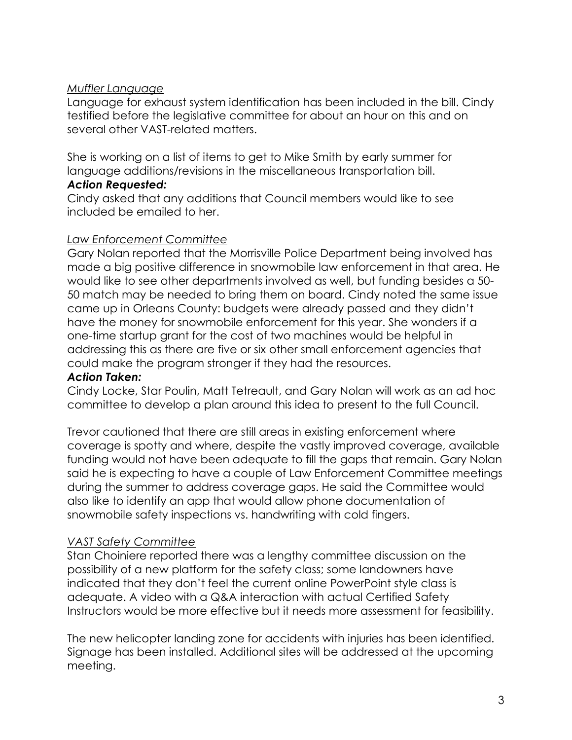<u>*Muffler Language*</u>

Language for exhaust system identification has been included in the bill. Cindy testified before the legislative committee for about an hour on this and on several other VAST-related matters.

She is working on a list of items to get to Mike Smith by early summer for language additions/revisions in the miscellaneous transportation bill.

***Action Requested:***

Cindy asked that any additions that Council members would like to see included be emailed to her.

<u>*Law Enforcement Committee*</u>

Gary Nolan reported that the Morrisville Police Department being involved has made a big positive difference in snowmobile law enforcement in that area. He would like to see other departments involved as well, but funding besides a 50-50 match may be needed to bring them on board. Cindy noted the same issue came up in Orleans County: budgets were already passed and they didn't have the money for snowmobile enforcement for this year. She wonders if a one-time startup grant for the cost of two machines would be helpful in addressing this as there are five or six other small enforcement agencies that could make the program stronger if they had the resources.

***Action Taken:***

Cindy Locke, Star Poulin, Matt Tetreault, and Gary Nolan will work as an ad hoc committee to develop a plan around this idea to present to the full Council.

Trevor cautioned that there are still areas in existing enforcement where coverage is spotty and where, despite the vastly improved coverage, available funding would not have been adequate to fill the gaps that remain. Gary Nolan said he is expecting to have a couple of Law Enforcement Committee meetings during the summer to address coverage gaps. He said the Committee would also like to identify an app that would allow phone documentation of snowmobile safety inspections vs. handwriting with cold fingers.

<u>*VAST Safety Committee*</u>

Stan Choiniere reported there was a lengthy committee discussion on the possibility of a new platform for the safety class; some landowners have indicated that they don't feel the current online PowerPoint style class is adequate. A video with a Q&A interaction with actual Certified Safety Instructors would be more effective but it needs more assessment for feasibility.

The new helicopter landing zone for accidents with injuries has been identified. Signage has been installed. Additional sites will be addressed at the upcoming meeting.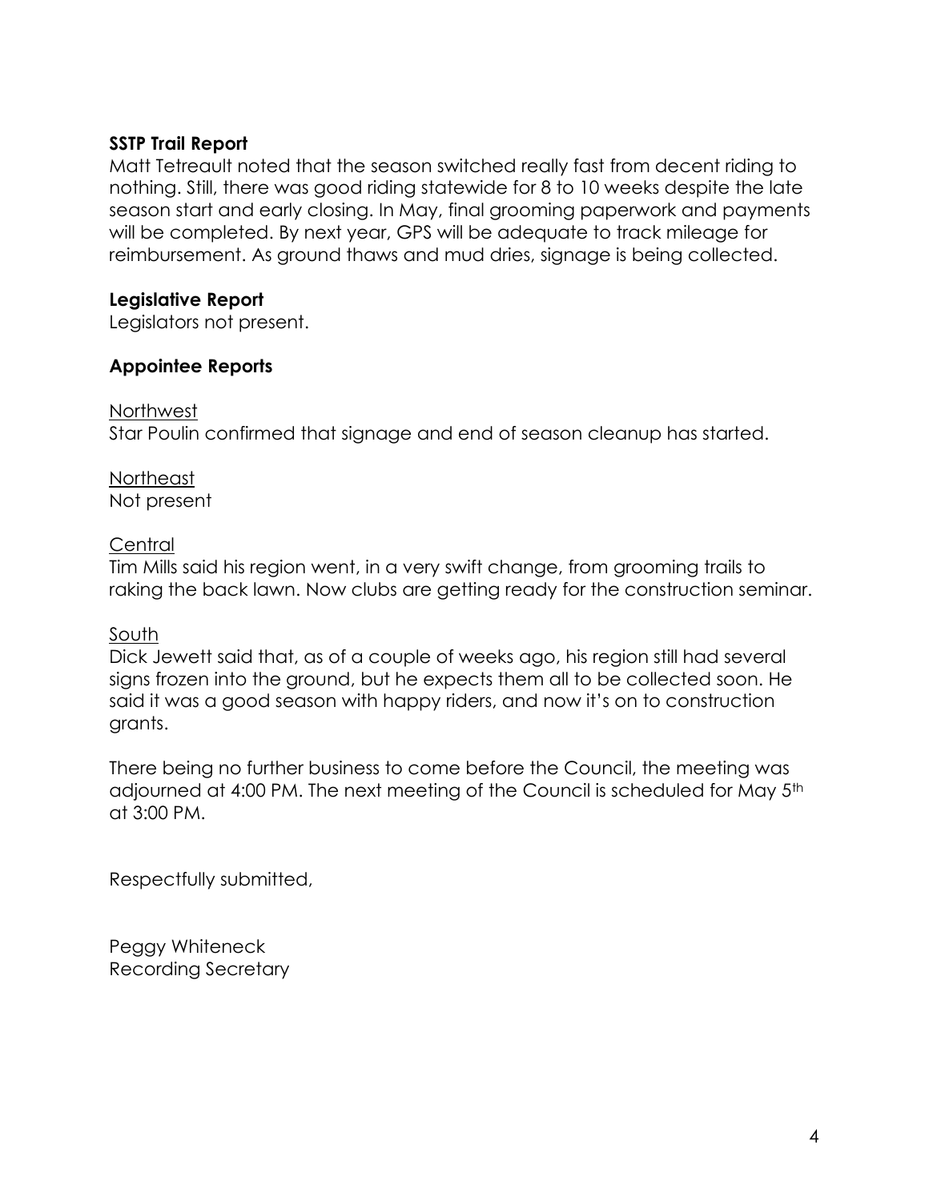**SSTP Trail Report**

Matt Tetreault noted that the season switched really fast from decent riding to nothing. Still, there was good riding statewide for 8 to 10 weeks despite the late season start and early closing. In May, final grooming paperwork and payments will be completed. By next year, GPS will be adequate to track mileage for reimbursement. As ground thaws and mud dries, signage is being collected.

**Legislative Report**

Legislators not present.

**Appointee Reports**

<u>Northwest</u>

Star Poulin confirmed that signage and end of season cleanup has started.

<u>Northeast</u>

Not present

<u>Central</u>

Tim Mills said his region went, in a very swift change, from grooming trails to raking the back lawn. Now clubs are getting ready for the construction seminar.

<u>South</u>

Dick Jewett said that, as of a couple of weeks ago, his region still had several signs frozen into the ground, but he expects them all to be collected soon. He said it was a good season with happy riders, and now it's on to construction grants.

There being no further business to come before the Council, the meeting was adjourned at 4:00 PM. The next meeting of the Council is scheduled for May 5th at 3:00 PM.

Respectfully submitted,

Peggy Whiteneck
Recording Secretary